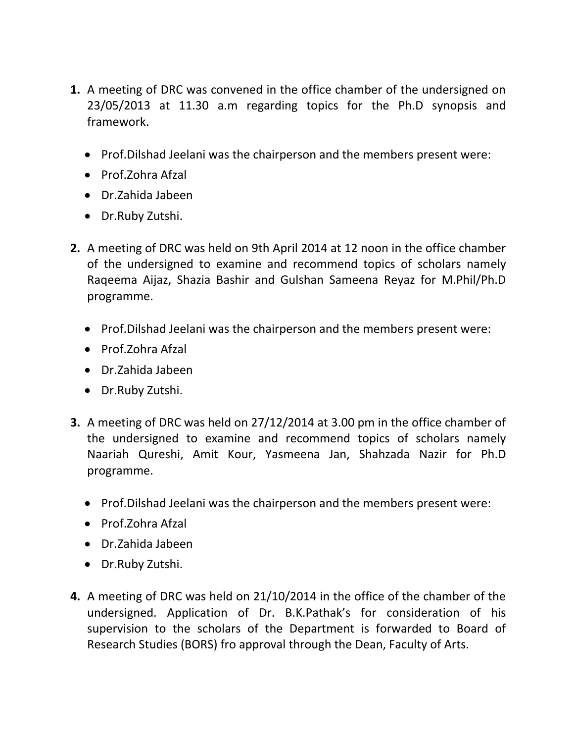1. A meeting of DRC was convened in the office chamber of the undersigned on 23/05/2013 at 11.30 a.m regarding topics for the Ph.D synopsis and framework.

    - Prof.Dilshad Jeelani was the chairperson and the members present were:
    - Prof.Zohra Afzal
    - Dr.Zahida Jabeen
    - Dr.Ruby Zutshi.

2. A meeting of DRC was held on 9th April 2014 at 12 noon in the office chamber of the undersigned to examine and recommend topics of scholars namely Raqeema Aijaz, Shazia Bashir and Gulshan Sameena Reyaz for M.Phil/Ph.D programme.

    - Prof.Dilshad Jeelani was the chairperson and the members present were:
    - Prof.Zohra Afzal
    - Dr.Zahida Jabeen
    - Dr.Ruby Zutshi.

3. A meeting of DRC was held on 27/12/2014 at 3.00 pm in the office chamber of the undersigned to examine and recommend topics of scholars namely Naariah Qureshi, Amit Kour, Yasmeena Jan, Shahzada Nazir for Ph.D programme.

    - Prof.Dilshad Jeelani was the chairperson and the members present were:
    - Prof.Zohra Afzal
    - Dr.Zahida Jabeen
    - Dr.Ruby Zutshi.

4. A meeting of DRC was held on 21/10/2014 in the office of the chamber of the undersigned. Application of Dr. B.K.Pathak's for consideration of his supervision to the scholars of the Department is forwarded to Board of Research Studies (BORS) fro approval through the Dean, Faculty of Arts.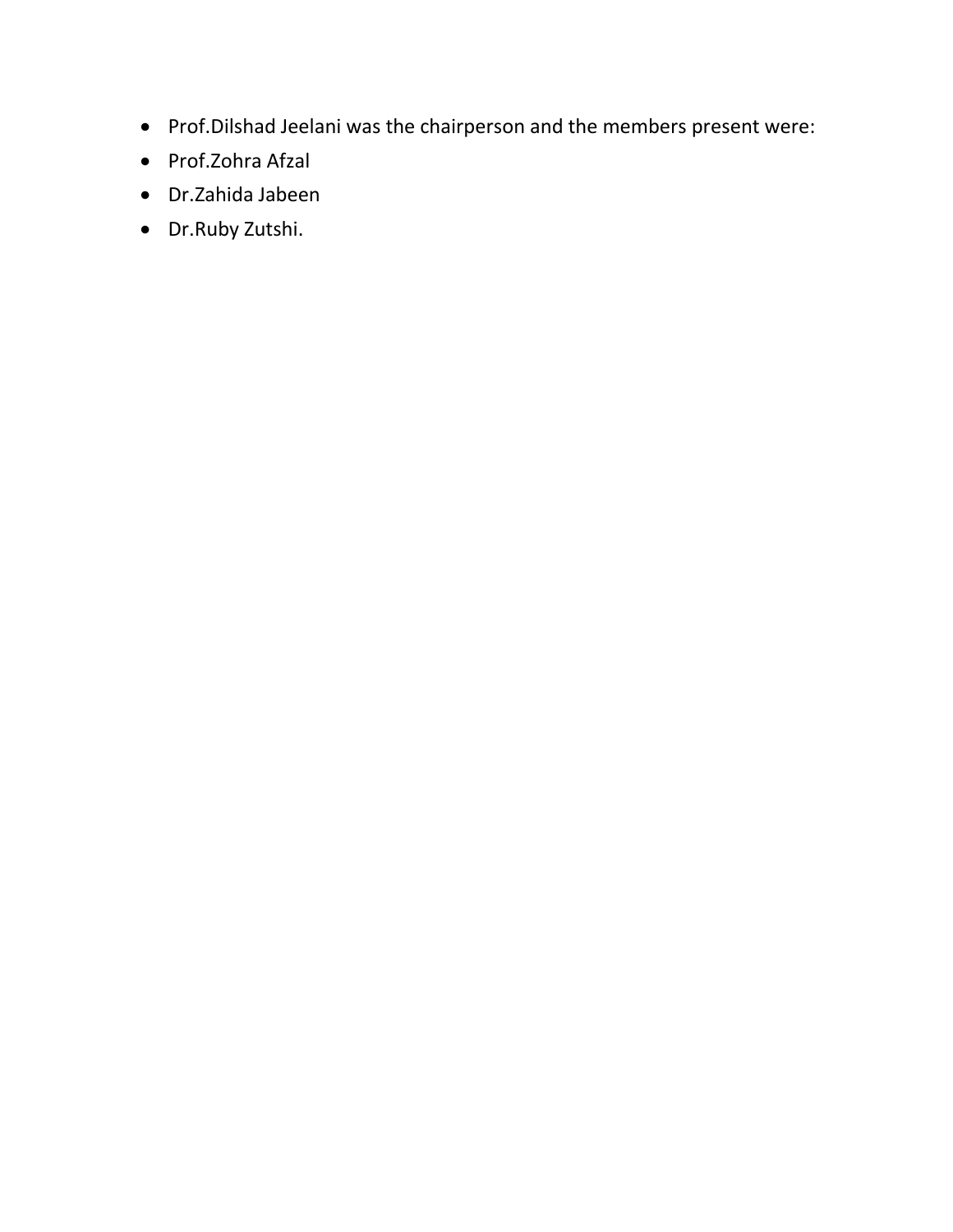- Prof.Dilshad Jeelani was the chairperson and the members present were:
- Prof.Zohra Afzal
- Dr.Zahida Jabeen
- Dr.Ruby Zutshi.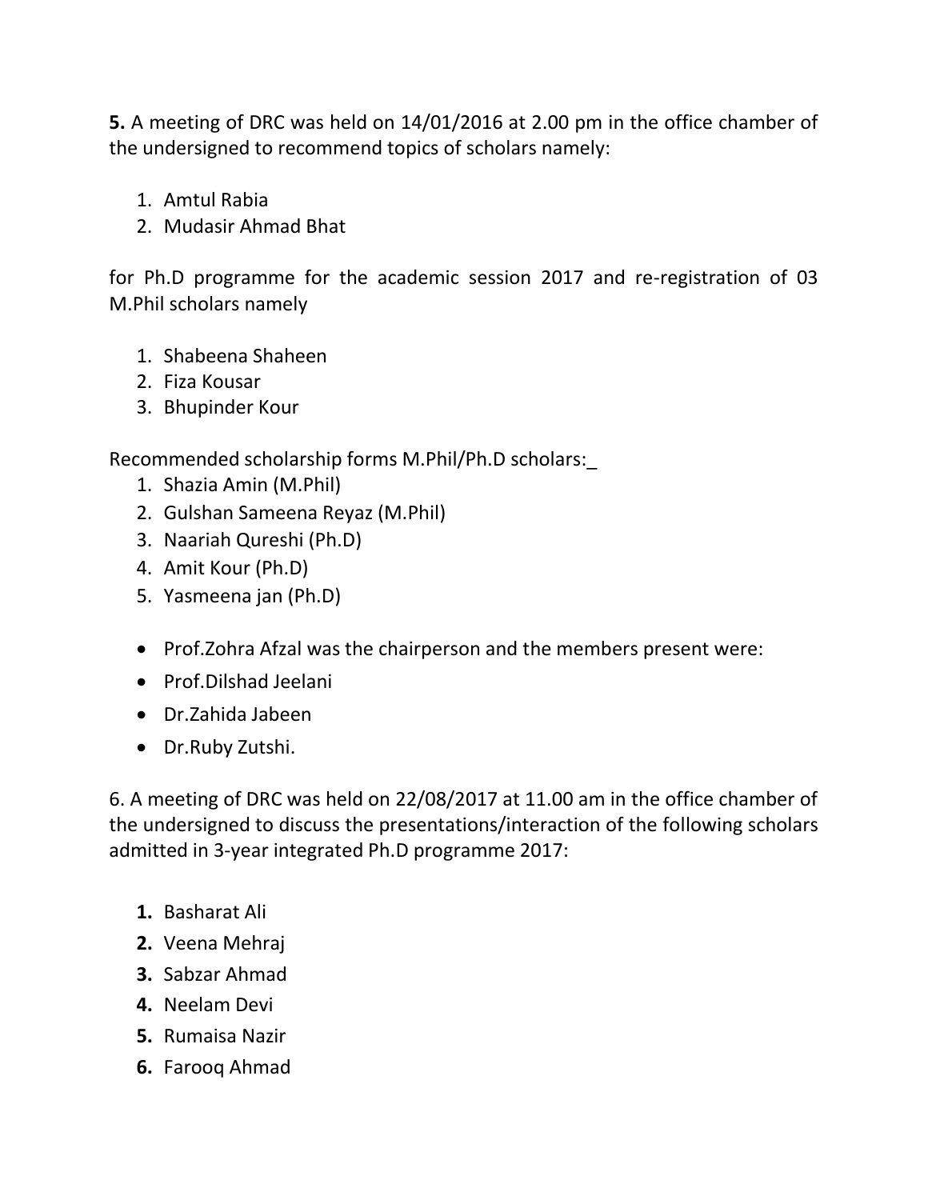**5.** A meeting of DRC was held on 14/01/2016 at 2.00 pm in the office chamber of the undersigned to recommend topics of scholars namely:

1. Amtul Rabia
2. Mudasir Ahmad Bhat

for Ph.D programme for the academic session 2017 and re-registration of 03 M.Phil scholars namely

1. Shabeena Shaheen
2. Fiza Kousar
3. Bhupinder Kour

Recommended scholarship forms M.Phil/Ph.D scholars:_

1. Shazia Amin (M.Phil)
2. Gulshan Sameena Reyaz (M.Phil)
3. Naariah Qureshi (Ph.D)
4. Amit Kour (Ph.D)
5. Yasmeena jan (Ph.D)

- Prof.Zohra Afzal was the chairperson and the members present were:
- Prof.Dilshad Jeelani
- Dr.Zahida Jabeen
- Dr.Ruby Zutshi.

6. A meeting of DRC was held on 22/08/2017 at 11.00 am in the office chamber of the undersigned to discuss the presentations/interaction of the following scholars admitted in 3-year integrated Ph.D programme 2017:

1. Basharat Ali
2. Veena Mehraj
3. Sabzar Ahmad
4. Neelam Devi
5. Rumaisa Nazir
6. Farooq Ahmad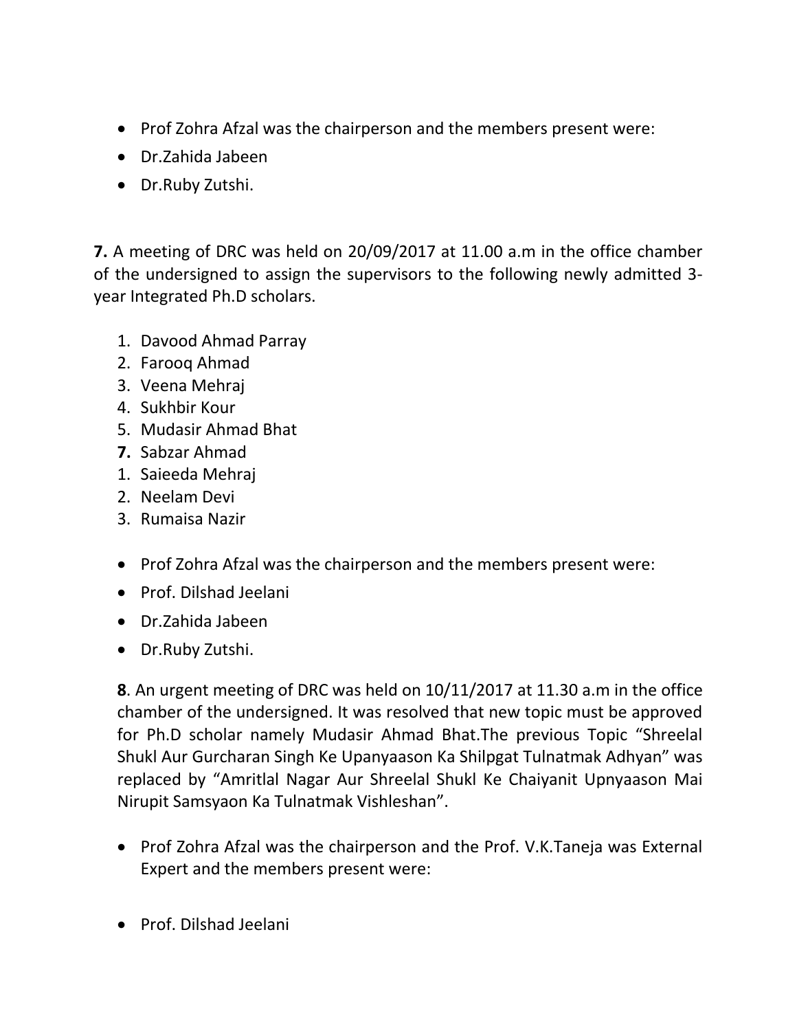- Prof Zohra Afzal was the chairperson and the members present were:
- Dr.Zahida Jabeen
- Dr.Ruby Zutshi.

**7.** A meeting of DRC was held on 20/09/2017 at 11.00 a.m in the office chamber of the undersigned to assign the supervisors to the following newly admitted 3-year Integrated Ph.D scholars.

1. Davood Ahmad Parray
2. Farooq Ahmad
3. Veena Mehraj
4. Sukhbir Kour
5. Mudasir Ahmad Bhat
**7.** Sabzar Ahmad
1. Saieeda Mehraj
2. Neelam Devi
3. Rumaisa Nazir

- Prof Zohra Afzal was the chairperson and the members present were:
- Prof. Dilshad Jeelani
- Dr.Zahida Jabeen
- Dr.Ruby Zutshi.

**8**. An urgent meeting of DRC was held on 10/11/2017 at 11.30 a.m in the office chamber of the undersigned. It was resolved that new topic must be approved for Ph.D scholar namely Mudasir Ahmad Bhat.The previous Topic "Shreelal Shukl Aur Gurcharan Singh Ke Upanyaason Ka Shilpgat Tulnatmak Adhyan" was replaced by "Amritlal Nagar Aur Shreelal Shukl Ke Chaiyanit Upnyaason Mai Nirupit Samsyaon Ka Tulnatmak Vishleshan".

- Prof Zohra Afzal was the chairperson and the Prof. V.K.Taneja was External Expert and the members present were:

- Prof. Dilshad Jeelani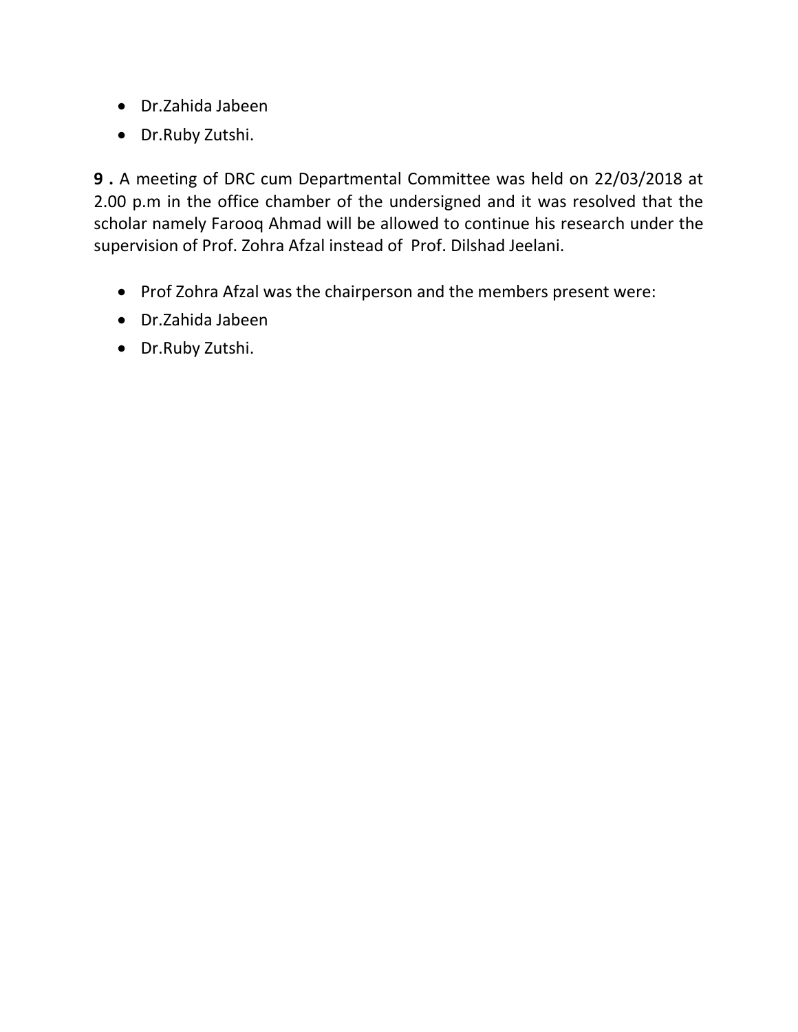- Dr.Zahida Jabeen
- Dr.Ruby Zutshi.

**9 .** A meeting of DRC cum Departmental Committee was held on 22/03/2018 at 2.00 p.m in the office chamber of the undersigned and it was resolved that the scholar namely Farooq Ahmad will be allowed to continue his research under the supervision of Prof. Zohra Afzal instead of Prof. Dilshad Jeelani.

- Prof Zohra Afzal was the chairperson and the members present were:
- Dr.Zahida Jabeen
- Dr.Ruby Zutshi.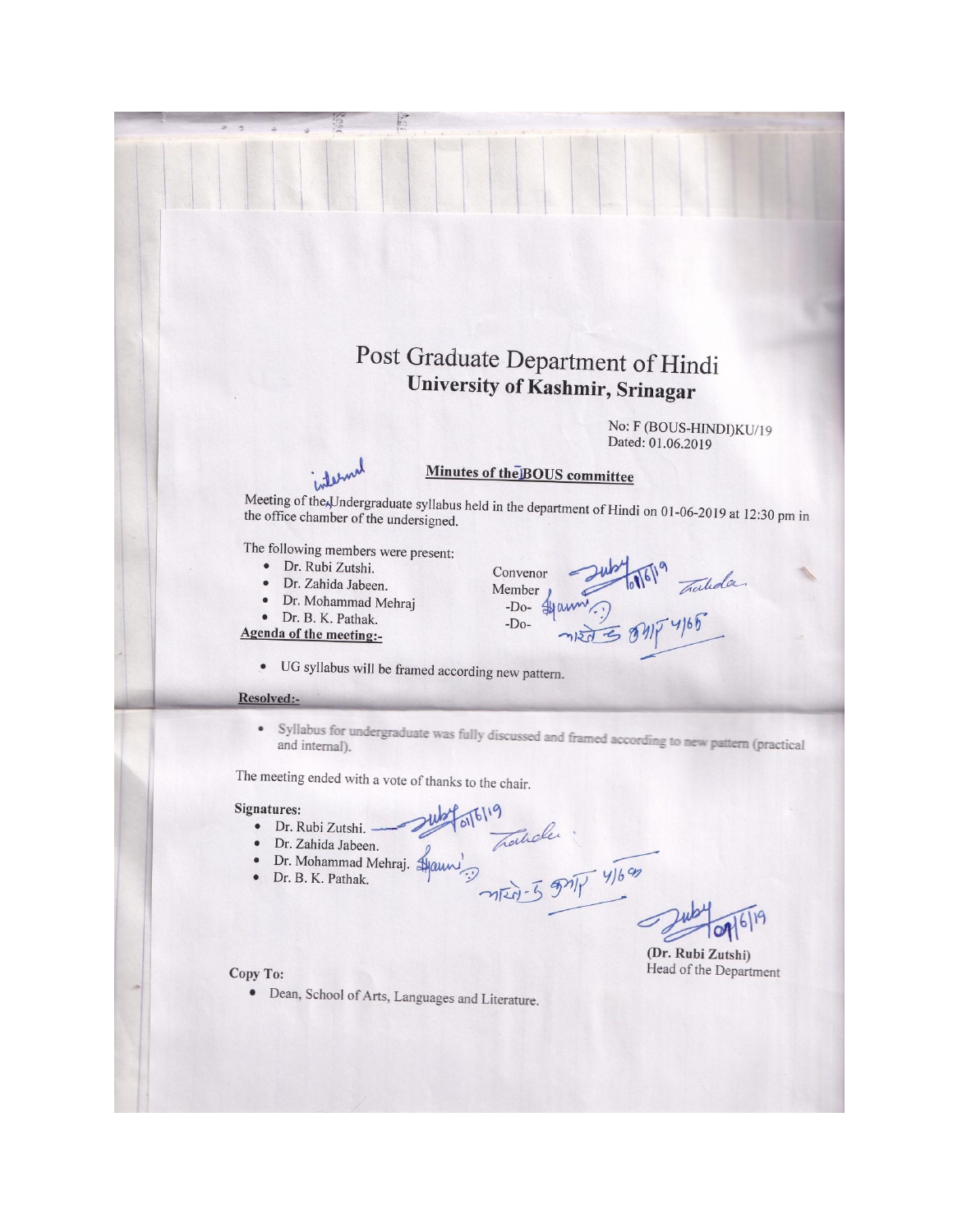# Post Graduate Department of Hindi

## University of Kashmir, Srinagar

No: F (BOUS-HINDI)KU/19
Dated: 01.06.2019

### Minutes of the internal BOUS committee

Meeting of the Undergraduate syllabus held in the department of Hindi on 01-06-2019 at 12:30 pm in the office chamber of the undersigned.

The following members were present:

- Dr. Rubi Zutshi. — Convenor
- Dr. Zahida Jabeen. — Member
- Dr. Mohammad Mehraj — -Do-
- Dr. B. K. Pathak. — -Do-

**Agenda of the meeting:-**

- UG syllabus will be framed according new pattern.

**Resolved:-**

- Syllabus for undergraduate was fully discussed and framed according to new pattern (practical and internal).

The meeting ended with a vote of thanks to the chair.

**Signatures:**

- Dr. Rubi Zutshi.
- Dr. Zahida Jabeen.
- Dr. Mohammad Mehraj.
- Dr. B. K. Pathak.

(Dr. Rubi Zutshi)
Head of the Department

Copy To:

- Dean, School of Arts, Languages and Literature.